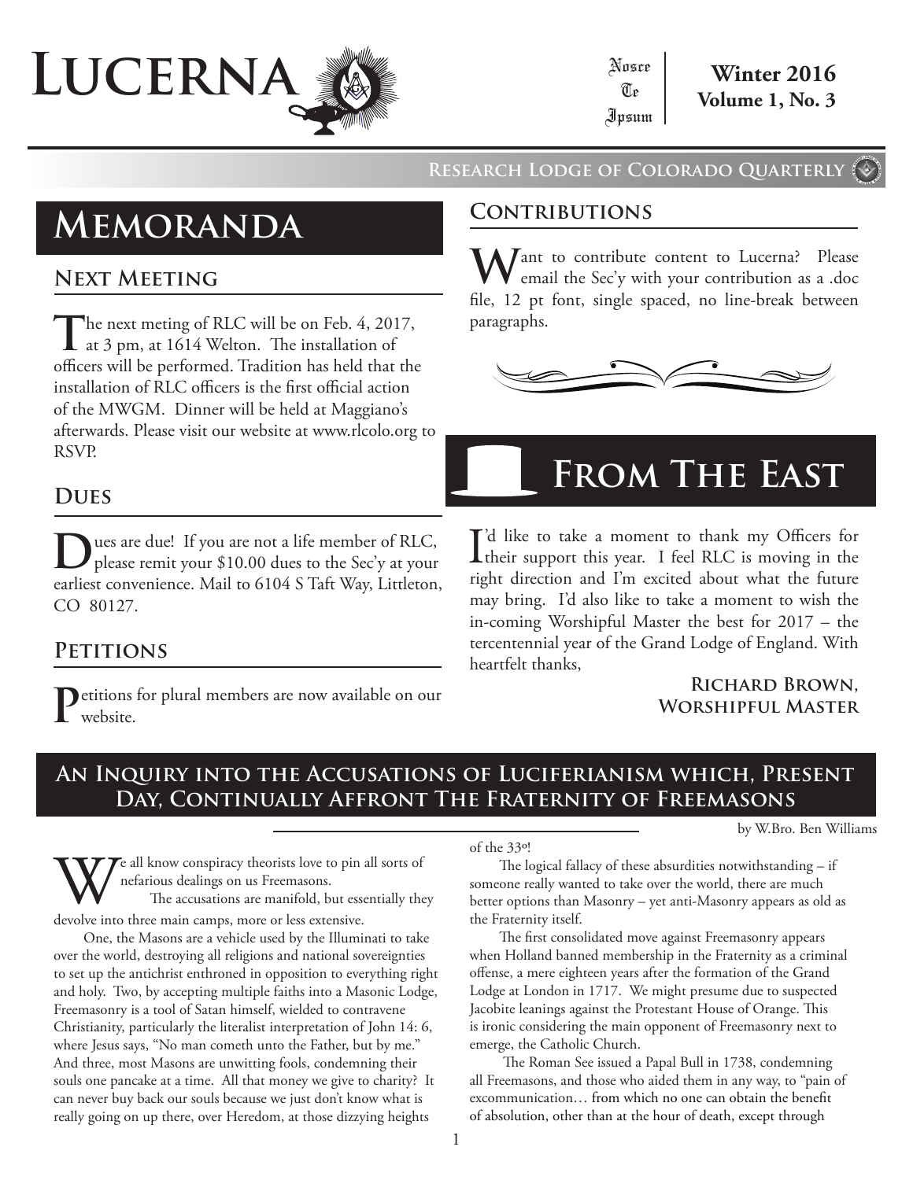# Lucerna

Nosce Te Ipsum

**Winter 2016**
**Volume 1, No. 3**

**Research Lodge of Colorado Quarterly**

# Memoranda

## Next Meeting

The next meting of RLC will be on Feb. 4, 2017, at 3 pm, at 1614 Welton. The installation of officers will be performed. Tradition has held that the installation of RLC officers is the first official action of the MWGM. Dinner will be held at Maggiano's afterwards. Please visit our website at www.rlcolo.org to RSVP.

## Dues

Dues are due! If you are not a life member of RLC, please remit your $10.00 dues to the Sec'y at your earliest convenience. Mail to 6104 S Taft Way, Littleton, CO 80127.

## Petitions

Petitions for plural members are now available on our website.

## Contributions

Want to contribute content to Lucerna? Please email the Sec'y with your contribution as a .doc file, 12 pt font, single spaced, no line-break between paragraphs.

# From The East

I'd like to take a moment to thank my Officers for their support this year. I feel RLC is moving in the right direction and I'm excited about what the future may bring. I'd also like to take a moment to wish the in-coming Worshipful Master the best for 2017 – the tercentennial year of the Grand Lodge of England. With heartfelt thanks,

**Richard Brown,**
**Worshipful Master**

## An Inquiry into the Accusations of Luciferianism which, Present Day, Continually Affront The Fraternity of Freemasons

by W.Bro. Ben Williams

We all know conspiracy theorists love to pin all sorts of nefarious dealings on us Freemasons.

The accusations are manifold, but essentially they devolve into three main camps, more or less extensive.

One, the Masons are a vehicle used by the Illuminati to take over the world, destroying all religions and national sovereignties to set up the antichrist enthroned in opposition to everything right and holy. Two, by accepting multiple faiths into a Masonic Lodge, Freemasonry is a tool of Satan himself, wielded to contravene Christianity, particularly the literalist interpretation of John 14: 6, where Jesus says, "No man cometh unto the Father, but by me." And three, most Masons are unwitting fools, condemning their souls one pancake at a time. All that money we give to charity? It can never buy back our souls because we just don't know what is really going on up there, over Heredom, at those dizzying heights of the 33º!

The logical fallacy of these absurdities notwithstanding – if someone really wanted to take over the world, there are much better options than Masonry – yet anti-Masonry appears as old as the Fraternity itself.

The first consolidated move against Freemasonry appears when Holland banned membership in the Fraternity as a criminal offense, a mere eighteen years after the formation of the Grand Lodge at London in 1717. We might presume due to suspected Jacobite leanings against the Protestant House of Orange. This is ironic considering the main opponent of Freemasonry next to emerge, the Catholic Church.

The Roman See issued a Papal Bull in 1738, condemning all Freemasons, and those who aided them in any way, to "pain of excommunication… from which no one can obtain the benefit of absolution, other than at the hour of death, except through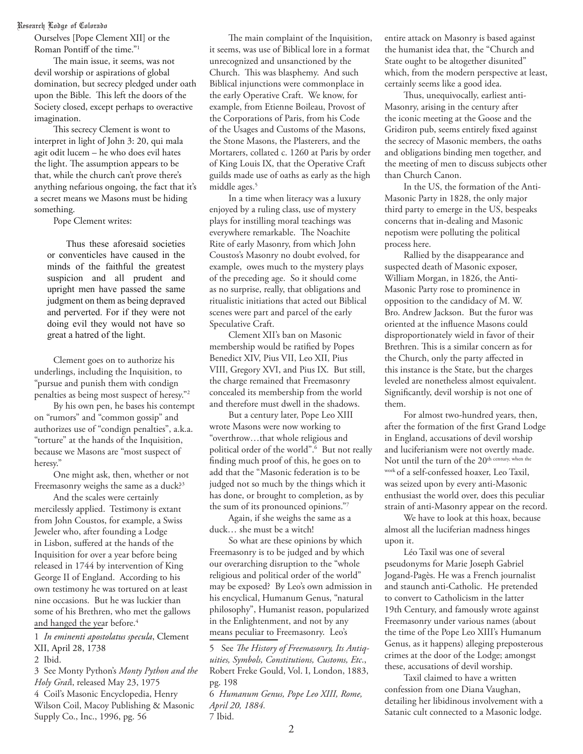Ourselves [Pope Clement XII] or the Roman Pontiff of the time."[1]

The main issue, it seems, was not devil worship or aspirations of global domination, but secrecy pledged under oath upon the Bible. This left the doors of the Society closed, except perhaps to overactive imagination.

This secrecy Clement is wont to interpret in light of John 3: 20, qui mala agit odit lucem – he who does evil hates the light. The assumption appears to be that, while the church can't prove there's anything nefarious ongoing, the fact that it's a secret means we Masons must be hiding something.

Pope Clement writes:

> Thus these aforesaid societies or conventicles have caused in the minds of the faithful the greatest suspicion and all prudent and upright men have passed the same judgment on them as being depraved and perverted. For if they were not doing evil they would not have so great a hatred of the light.

Clement goes on to authorize his underlings, including the Inquisition, to "pursue and punish them with condign penalties as being most suspect of heresy."[2]

By his own pen, he bases his contempt on "rumors" and "common gossip" and authorizes use of "condign penalties", a.k.a. "torture" at the hands of the Inquisition, because we Masons are "most suspect of heresy."

One might ask, then, whether or not Freemasonry weighs the same as a duck?[3]

And the scales were certainly mercilessly applied. Testimony is extant from John Coustos, for example, a Swiss Jeweler who, after founding a Lodge in Lisbon, suffered at the hands of the Inquisition for over a year before being released in 1744 by intervention of King George II of England. According to his own testimony he was tortured on at least nine occasions. But he was luckier than some of his Brethren, who met the gallows and hanged the year before.[4]

The main complaint of the Inquisition, it seems, was use of Biblical lore in a format unrecognized and unsanctioned by the Church. This was blasphemy. And such Biblical injunctions were commonplace in the early Operative Craft. We know, for example, from Etienne Boileau, Provost of the Corporations of Paris, from his Code of the Usages and Customs of the Masons, the Stone Masons, the Plasterers, and the Mortarers, collated c. 1260 at Paris by order of King Louis IX, that the Operative Craft guilds made use of oaths as early as the high middle ages.[5]

In a time when literacy was a luxury enjoyed by a ruling class, use of mystery plays for instilling moral teachings was everywhere remarkable. The Noachite Rite of early Masonry, from which John Coustos's Masonry no doubt evolved, for example, owes much to the mystery plays of the preceding age. So it should come as no surprise, really, that obligations and ritualistic initiations that acted out Biblical scenes were part and parcel of the early Speculative Craft.

Clement XII's ban on Masonic membership would be ratified by Popes Benedict XIV, Pius VII, Leo XII, Pius VIII, Gregory XVI, and Pius IX. But still, the charge remained that Freemasonry concealed its membership from the world and therefore must dwell in the shadows.

But a century later, Pope Leo XIII wrote Masons were now working to "overthrow…that whole religious and political order of the world".[6] But not really finding much proof of this, he goes on to add that the "Masonic federation is to be judged not so much by the things which it has done, or brought to completion, as by the sum of its pronounced opinions."[7]

Again, if she weighs the same as a duck… she must be a witch!

So what are these opinions by which Freemasonry is to be judged and by which our overarching disruption to the "whole religious and political order of the world" may be exposed? By Leo's own admission in his encyclical, Humanum Genus, "natural philosophy", Humanist reason, popularized in the Enlightenment, and not by any means peculiar to Freemasonry. Leo's entire attack on Masonry is based against the humanist idea that, the "Church and State ought to be altogether disunited" which, from the modern perspective at least, certainly seems like a good idea.

Thus, unequivocally, earliest anti-Masonry, arising in the century after the iconic meeting at the Goose and the Gridiron pub, seems entirely fixed against the secrecy of Masonic members, the oaths and obligations binding men together, and the meeting of men to discuss subjects other than Church Canon.

In the US, the formation of the Anti-Masonic Party in 1828, the only major third party to emerge in the US, bespeaks concerns that in-dealing and Masonic nepotism were polluting the political process here.

Rallied by the disappearance and suspected death of Masonic exposer, William Morgan, in 1826, the Anti-Masonic Party rose to prominence in opposition to the candidacy of M. W. Bro. Andrew Jackson. But the furor was oriented at the influence Masons could disproportionately wield in favor of their Brethren. This is a similar concern as for the Church, only the party affected in this instance is the State, but the charges leveled are nonetheless almost equivalent. Significantly, devil worship is not one of them.

For almost two-hundred years, then, after the formation of the first Grand Lodge in England, accusations of devil worship and luciferianism were not overtly made. Not until the turn of the 20th century, when the work of a self-confessed hoaxer, Leo Taxil, was seized upon by every anti-Masonic enthusiast the world over, does this peculiar strain of anti-Masonry appear on the record.

We have to look at this hoax, because almost all the luciferian madness hinges upon it.

Léo Taxil was one of several pseudonyms for Marie Joseph Gabriel Jogand-Pagès. He was a French journalist and staunch anti-Catholic. He pretended to convert to Catholicism in the latter 19th Century, and famously wrote against Freemasonry under various names (about the time of the Pope Leo XIII's Humanum Genus, as it happens) alleging preposterous crimes at the door of the Lodge; amongst these, accusations of devil worship.

Taxil claimed to have a written confession from one Diana Vaughan, detailing her libidinous involvement with a Satanic cult connected to a Masonic lodge.

---

1 *In eminenti apostolatus specula*, Clement XII, April 28, 1738

2 Ibid.

3 See Monty Python's *Monty Python and the Holy Grail*, released May 23, 1975

4 Coil's Masonic Encyclopedia, Henry Wilson Coil, Macoy Publishing & Masonic Supply Co., Inc., 1996, pg. 56

5 See *The History of Freemasonry, Its Antiquities, Symbols, Constitutions, Customs, Etc*., Robert Freke Gould, Vol. I, London, 1883, pg. 198

6 *Humanum Genus, Pope Leo XIII, Rome, April 20, 1884.*

7 Ibid.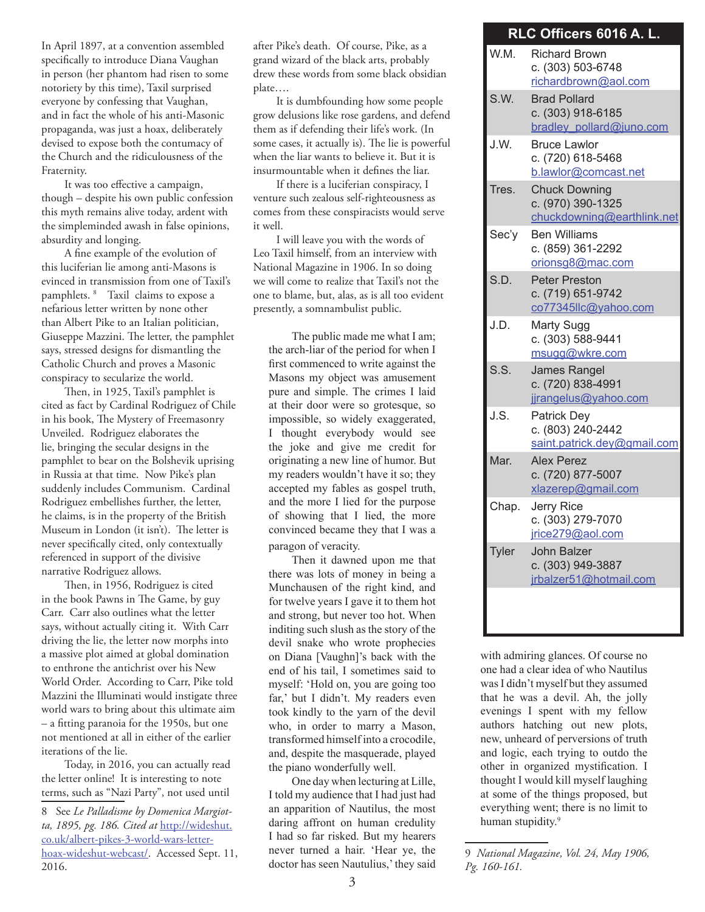In April 1897, at a convention assembled specifically to introduce Diana Vaughan in person (her phantom had risen to some notoriety by this time), Taxil surprised everyone by confessing that Vaughan, and in fact the whole of his anti-Masonic propaganda, was just a hoax, deliberately devised to expose both the contumacy of the Church and the ridiculousness of the Fraternity.

It was too effective a campaign, though – despite his own public confession this myth remains alive today, ardent with the simpleminded awash in false opinions, absurdity and longing.

A fine example of the evolution of this luciferian lie among anti-Masons is evinced in transmission from one of Taxil's pamphlets. [8] Taxil claims to expose a nefarious letter written by none other than Albert Pike to an Italian politician, Giuseppe Mazzini. The letter, the pamphlet says, stressed designs for dismantling the Catholic Church and proves a Masonic conspiracy to secularize the world.

Then, in 1925, Taxil's pamphlet is cited as fact by Cardinal Rodriguez of Chile in his book, The Mystery of Freemasonry Unveiled. Rodriguez elaborates the lie, bringing the secular designs in the pamphlet to bear on the Bolshevik uprising in Russia at that time. Now Pike's plan suddenly includes Communism. Cardinal Rodriguez embellishes further, the letter, he claims, is in the property of the British Museum in London (it isn't). The letter is never specifically cited, only contextually referenced in support of the divisive narrative Rodriguez allows.

Then, in 1956, Rodriguez is cited in the book Pawns in The Game, by guy Carr. Carr also outlines what the letter says, without actually citing it. With Carr driving the lie, the letter now morphs into a massive plot aimed at global domination to enthrone the antichrist over his New World Order. According to Carr, Pike told Mazzini the Illuminati would instigate three world wars to bring about this ultimate aim – a fitting paranoia for the 1950s, but one not mentioned at all in either of the earlier iterations of the lie.

Today, in 2016, you can actually read the letter online! It is interesting to note terms, such as "Nazi Party", not used until after Pike's death. Of course, Pike, as a grand wizard of the black arts, probably drew these words from some black obsidian plate….

It is dumbfounding how some people grow delusions like rose gardens, and defend them as if defending their life's work. (In some cases, it actually is). The lie is powerful when the liar wants to believe it. But it is insurmountable when it defines the liar.

If there is a luciferian conspiracy, I venture such zealous self-righteousness as comes from these conspiracists would serve it well.

I will leave you with the words of Leo Taxil himself, from an interview with National Magazine in 1906. In so doing we will come to realize that Taxil's not the one to blame, but, alas, as is all too evident presently, a somnambulist public.

> The public made me what I am; the arch-liar of the period for when I first commenced to write against the Masons my object was amusement pure and simple. The crimes I laid at their door were so grotesque, so impossible, so widely exaggerated, I thought everybody would see the joke and give me credit for originating a new line of humor. But my readers wouldn't have it so; they accepted my fables as gospel truth, and the more I lied for the purpose of showing that I lied, the more convinced became they that I was a paragon of veracity.
>
> Then it dawned upon me that there was lots of money in being a Munchausen of the right kind, and for twelve years I gave it to them hot and strong, but never too hot. When inditing such slush as the story of the devil snake who wrote prophecies on Diana [Vaughn]'s back with the end of his tail, I sometimes said to myself: 'Hold on, you are going too far,' but I didn't. My readers even took kindly to the yarn of the devil who, in order to marry a Mason, transformed himself into a crocodile, and, despite the masquerade, played the piano wonderfully well.
>
> One day when lecturing at Lille, I told my audience that I had just had an apparition of Nautilus, the most daring affront on human credulity I had so far risked. But my hearers never turned a hair. 'Hear ye, the doctor has seen Nautulius,' they said with admiring glances. Of course no one had a clear idea of who Nautilus was I didn't myself but they assumed that he was a devil. Ah, the jolly evenings I spent with my fellow authors hatching out new plots, new, unheard of perversions of truth and logic, each trying to outdo the other in organized mystification. I thought I would kill myself laughing at some of the things proposed, but everything went; there is no limit to human stupidity.[9]

## RLC Officers 6016 A. L.

| Office | Name | Phone | Email |
|---|---|---|---|
| W.M. | Richard Brown | c. (303) 503-6748 | richardbrown@aol.com |
| S.W. | Brad Pollard | c. (303) 918-6185 | bradley_pollard@juno.com |
| J.W. | Bruce Lawlor | c. (720) 618-5468 | b.lawlor@comcast.net |
| Tres. | Chuck Downing | c. (970) 390-1325 | chuckdowning@earthlink.net |
| Sec'y | Ben Williams | c. (859) 361-2292 | orionsg8@mac.com |
| S.D. | Peter Preston | c. (719) 651-9742 | co77345llc@yahoo.com |
| J.D. | Marty Sugg | c. (303) 588-9441 | msugg@wkre.com |
| S.S. | James Rangel | c. (720) 838-4991 | jjrangelus@yahoo.com |
| J.S. | Patrick Dey | c. (803) 240-2442 | saint.patrick.dey@gmail.com |
| Mar. | Alex Perez | c. (720) 877-5007 | xlazerep@gmail.com |
| Chap. | Jerry Rice | c. (303) 279-7070 | jrice279@aol.com |
| Tyler | John Balzer | c. (303) 949-3887 | jrbalzer51@hotmail.com |

---

8 See *Le Palladisme by Domenica Margiotta, 1895, pg. 186. Cited at* http://wideshut.co.uk/albert-pikes-3-world-wars-letter-hoax-wideshut-webcast/. Accessed Sept. 11, 2016.

9 *National Magazine, Vol. 24, May 1906, Pg. 160-161.*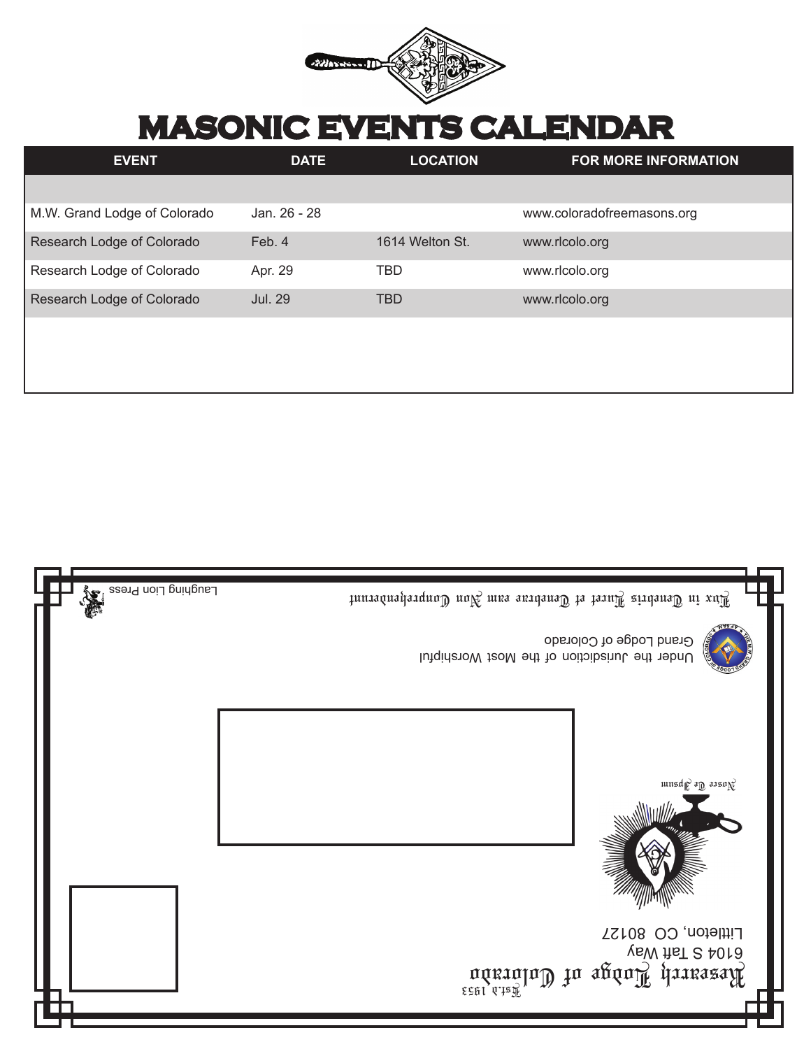# MASONIC EVENTS CALENDAR

| EVENT | DATE | LOCATION | FOR MORE INFORMATION |
|---|---|---|---|
| M.W. Grand Lodge of Colorado | Jan. 26 - 28 | | www.coloradofreemasons.org |
| Research Lodge of Colorado | Feb. 4 | 1614 Welton St. | www.rlcolo.org |
| Research Lodge of Colorado | Apr. 29 | TBD | www.rlcolo.org |
| Research Lodge of Colorado | Jul. 29 | TBD | www.rlcolo.org |

Laughing Lion Press

Lux in Tenebris Lucet et Tenebrae eam Non Comprehenderunt

Under the Jurisdiction of the Most Worshipful Grand Lodge of Colorado

Nosce Te Ipsum

Research Lodge of Colorado
Est.d 1953
6104 S Taft Way
Littleton, CO 80127